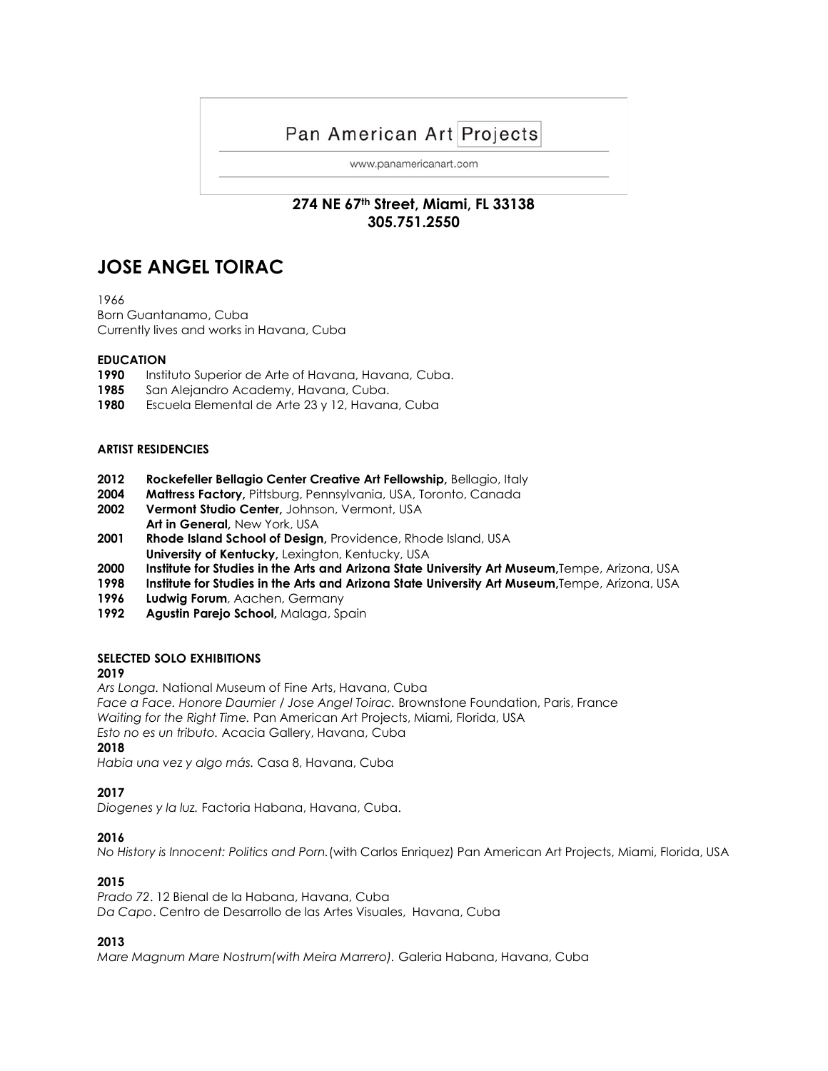Pan American Art Projects

www.panamericanart.com

**274 NE 67th Street, Miami, FL 33138**
**305.751.2550**

# JOSE ANGEL TOIRAC

1966
Born Guantanamo, Cuba
Currently lives and works in Havana, Cuba

### EDUCATION

**1990** Instituto Superior de Arte of Havana, Havana, Cuba.
**1985** San Alejandro Academy, Havana, Cuba.
**1980** Escuela Elemental de Arte 23 y 12, Havana, Cuba

### ARTIST RESIDENCIES

**2012** **Rockefeller Bellagio Center Creative Art Fellowship,** Bellagio, Italy
**2004** **Mattress Factory,** Pittsburg, Pennsylvania, USA, Toronto, Canada
**2002** **Vermont Studio Center,** Johnson, Vermont, USA
**Art in General,** New York, USA
**2001** **Rhode Island School of Design,** Providence, Rhode Island, USA
**University of Kentucky,** Lexington, Kentucky, USA
**2000** **Institute for Studies in the Arts and Arizona State University Art Museum,**Tempe, Arizona, USA
**1998** **Institute for Studies in the Arts and Arizona State University Art Museum,**Tempe, Arizona, USA
**1996** **Ludwig Forum**, Aachen, Germany
**1992** **Agustin Parejo School,** Malaga, Spain

### SELECTED SOLO EXHIBITIONS

**2019**
*Ars Longa.* National Museum of Fine Arts, Havana, Cuba
*Face a Face. Honore Daumier / Jose Angel Toirac.* Brownstone Foundation, Paris, France
*Waiting for the Right Time.* Pan American Art Projects, Miami, Florida, USA
*Esto no es un tributo.* Acacia Gallery, Havana, Cuba

**2018**
*Habia una vez y algo más.* Casa 8, Havana, Cuba

**2017**
*Diogenes y la luz.* Factoria Habana, Havana, Cuba.

**2016**
*No History is Innocent: Politics and Porn.*(with Carlos Enriquez) Pan American Art Projects, Miami, Florida, USA

**2015**
*Prado 72*. 12 Bienal de la Habana, Havana, Cuba
*Da Capo*. Centro de Desarrollo de las Artes Visuales, Havana, Cuba

**2013**
*Mare Magnum Mare Nostrum(with Meira Marrero).* Galeria Habana, Havana, Cuba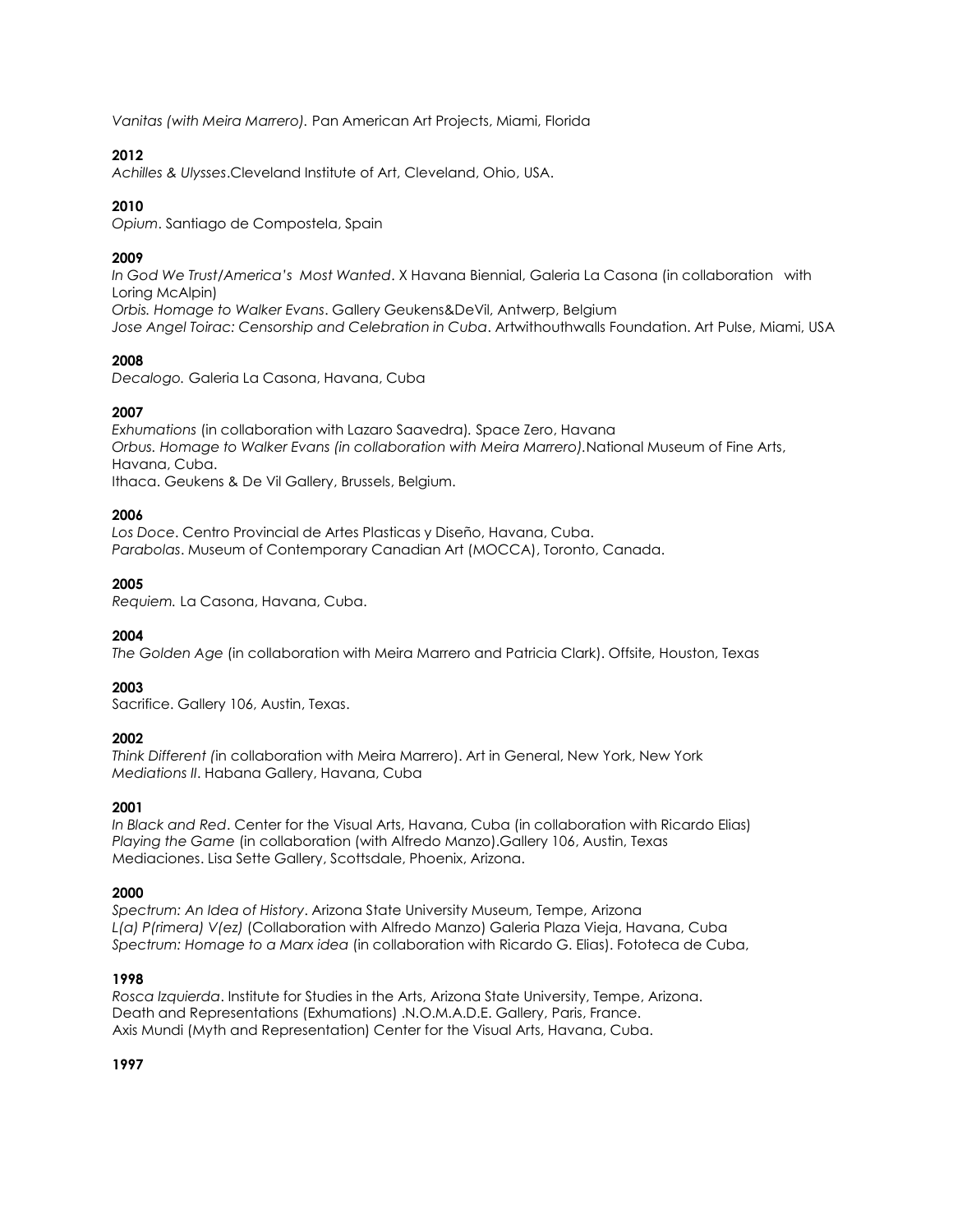*Vanitas (with Meira Marrero).* Pan American Art Projects, Miami, Florida

**2012**

*Achilles & Ulysses*.Cleveland Institute of Art, Cleveland, Ohio, USA.

**2010**

*Opium*. Santiago de Compostela, Spain

**2009**

*In God We Trust/America's Most Wanted*. X Havana Biennial, Galeria La Casona (in collaboration with Loring McAlpin)
*Orbis. Homage to Walker Evans*. Gallery Geukens&DeVil, Antwerp, Belgium
*Jose Angel Toirac: Censorship and Celebration in Cuba*. Artwithouthwalls Foundation. Art Pulse, Miami, USA

**2008**

*Decalogo.* Galeria La Casona, Havana, Cuba

**2007**

*Exhumations* (in collaboration with Lazaro Saavedra). Space Zero, Havana
*Orbus. Homage to Walker Evans (in collaboration with Meira Marrero).*National Museum of Fine Arts, Havana, Cuba.
Ithaca. Geukens & De Vil Gallery, Brussels, Belgium.

**2006**

*Los Doce*. Centro Provincial de Artes Plasticas y Diseño, Havana, Cuba.
*Parabolas*. Museum of Contemporary Canadian Art (MOCCA), Toronto, Canada.

**2005**

*Requiem.* La Casona, Havana, Cuba.

**2004**

*The Golden Age* (in collaboration with Meira Marrero and Patricia Clark). Offsite, Houston, Texas

**2003**

Sacrifice. Gallery 106, Austin, Texas.

**2002**

*Think Different (*in collaboration with Meira Marrero). Art in General, New York, New York
*Mediations II*. Habana Gallery, Havana, Cuba

**2001**

*In Black and Red*. Center for the Visual Arts, Havana, Cuba (in collaboration with Ricardo Elias)
*Playing the Game* (in collaboration (with Alfredo Manzo).Gallery 106, Austin, Texas
Mediaciones. Lisa Sette Gallery, Scottsdale, Phoenix, Arizona.

**2000**

*Spectrum: An Idea of History*. Arizona State University Museum, Tempe, Arizona
*L(a) P(rimera) V(ez)* (Collaboration with Alfredo Manzo) Galeria Plaza Vieja, Havana, Cuba
*Spectrum: Homage to a Marx idea* (in collaboration with Ricardo G. Elias). Fototeca de Cuba,

**1998**

*Rosca Izquierda*. Institute for Studies in the Arts, Arizona State University, Tempe, Arizona.
Death and Representations (Exhumations) .N.O.M.A.D.E. Gallery, Paris, France.
Axis Mundi (Myth and Representation) Center for the Visual Arts, Havana, Cuba.

**1997**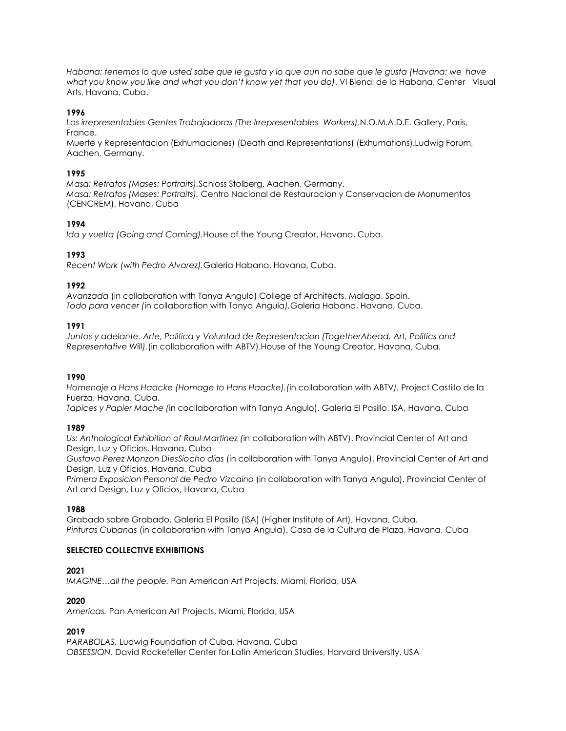*Habana: tenemos lo que usted sabe que le gusta y lo que aun no sabe que le gusta (Havana: we have what you know you like and what you don't know yet that you do)*. VI Bienal de la Habana, Center Visual Arts, Havana, Cuba.

**1996**

*Los irrepresentables-Gentes Trabajadoras (The Irrepresentables- Workers)*.N.O.M.A.D.E. Gallery, Paris, France.

Muerte y Representacion (Exhumaciones) (Death and Representations) (Exhumations).Ludwig Forum, Aachen, Germany.

**1995**

*Masa: Retratos (Mases: Portraits)*.Schloss Stolberg. Aachen, Germany.

*Masa: Retratos (Mases: Portraits).* Centro Nacional de Restauracion y Conservacion de Monumentos (CENCREM), Havana, Cuba

**1994**

*Ida y vuelta (Going and Coming)*.House of the Young Creator, Havana, Cuba.

**1993**

*Recent Work (with Pedro Alvarez)*.Galeria Habana, Havana, Cuba.

**1992**

*Avanzada* (in collaboration with Tanya Angulo) College of Architects, Malaga, Spain.

*Todo para vencer (*in collaboration with Tanya Angula*)*.Galeria Habana, Havana, Cuba.

**1991**

*Juntos y adelante. Arte, Politica y Voluntad de Representacion (TogetherAhead. Art, Politics and Representative Will)*.(in collaboration with ABTV).House of the Young Creator, Havana, Cuba.

**1990**

*Homenaje a Hans Haacke (Homage to Hans Haacke).(*in collaboration with ABTV*).* Project Castillo de la Fuerza, Havana, Cuba.

*Tapices y Papier Mache (*in cocllaboration with Tanya Angulo). Galeria El Pasillo, ISA, Havana, Cuba

**1989**

*Us: Anthological Exhibition of Raul Martinez (*in collaboration with ABTV). Provincial Center of Art and Design, Luz y Oficios, Havana, Cuba

*Gustavo Perez Monzon DiesSiocho días* (in collaboration with Tanya Angulo). Provincial Center of Art and Design, Luz y Oficios, Havana, Cuba

*Primera Exposicion Personal de Pedro Vizcaino* (in collaboration with Tanya Angula). Provincial Center of Art and Design, Luz y Oficios, Havana, Cuba

**1988**

Grabado sobre Grabado. Galeria El Pasillo (ISA) (Higher Institute of Art), Havana, Cuba.

*Pinturas Cubanas* (in collaboration with Tanya Angula). Casa de la Cultura de Plaza, Havana, Cuba

**SELECTED COLLECTIVE EXHIBITIONS**

**2021**

*IMAGINE…all the people.* Pan American Art Projects, Miami, Florida, USA

**2020**

*Americas.* Pan American Art Projects, Miami, Florida, USA

**2019**

*PARABOLAS,* Ludwig Foundation of Cuba, Havana, Cuba

*OBSESSION.* David Rockefeller Center for Latin American Studies, Harvard University, USA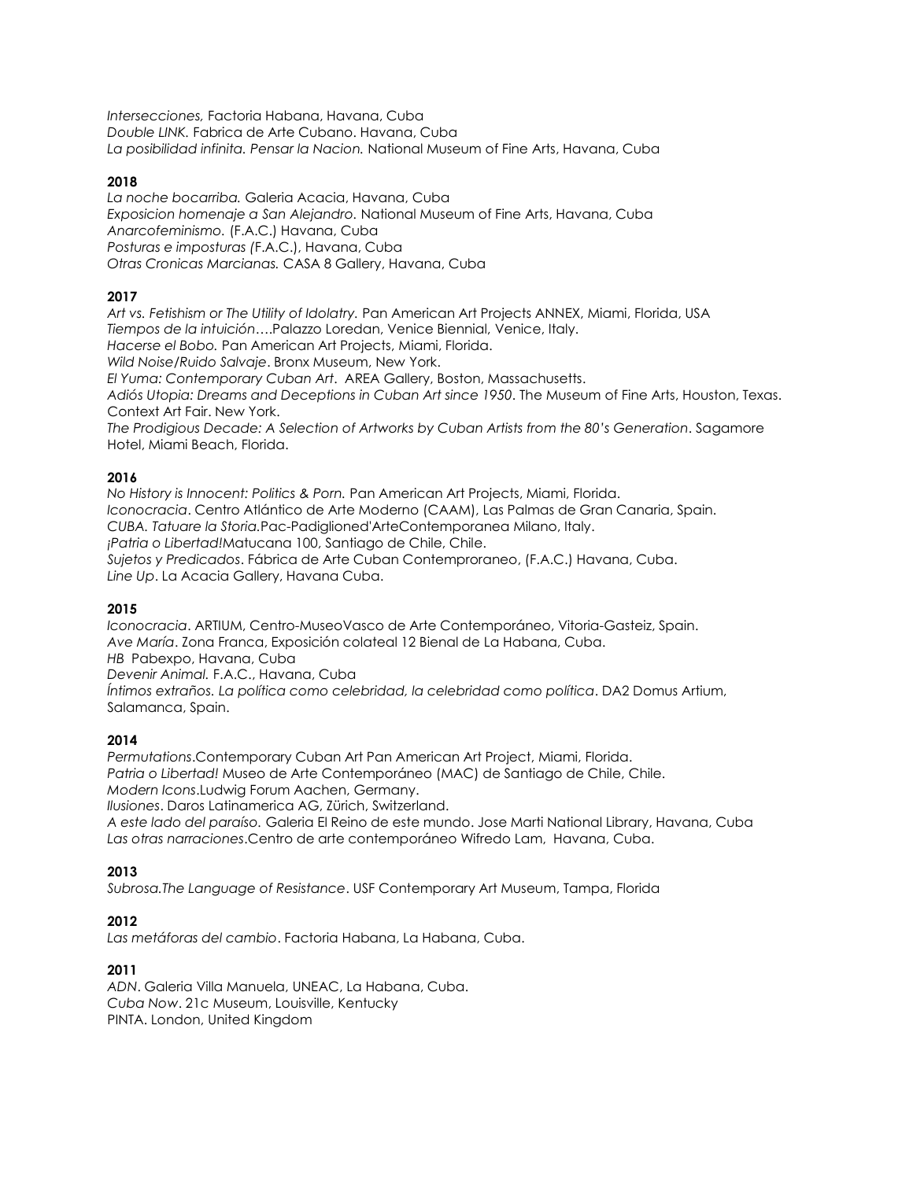*Intersecciones,* Factoria Habana, Havana, Cuba
*Double LINK.* Fabrica de Arte Cubano. Havana, Cuba
*La posibilidad infinita. Pensar la Nacion.* National Museum of Fine Arts, Havana, Cuba

**2018**

*La noche bocarriba.* Galeria Acacia, Havana, Cuba
*Exposicion homenaje a San Alejandro.* National Museum of Fine Arts, Havana, Cuba
*Anarcofeminismo.* (F.A.C.) Havana, Cuba
*Posturas e imposturas (*F.A.C.), Havana, Cuba
*Otras Cronicas Marcianas.* CASA 8 Gallery, Havana, Cuba

**2017**

*Art vs. Fetishism or The Utility of Idolatry.* Pan American Art Projects ANNEX, Miami, Florida, USA
*Tiempos de la intuición*….Palazzo Loredan, Venice Biennial, Venice, Italy.
*Hacerse el Bobo.* Pan American Art Projects, Miami, Florida.
*Wild Noise/Ruido Salvaje*. Bronx Museum, New York.
*El Yuma: Contemporary Cuban Art*. AREA Gallery, Boston, Massachusetts.
*Adiós Utopia: Dreams and Deceptions in Cuban Art since 1950*. The Museum of Fine Arts, Houston, Texas.
Context Art Fair. New York.
*The Prodigious Decade: A Selection of Artworks by Cuban Artists from the 80's Generation*. Sagamore Hotel, Miami Beach, Florida.

**2016**

*No History is Innocent: Politics & Porn.* Pan American Art Projects, Miami, Florida.
*Iconocracia*. Centro Atlántico de Arte Moderno (CAAM), Las Palmas de Gran Canaria, Spain.
*CUBA. Tatuare la Storia.*Pac-Padiglioned'ArteContemporanea Milano, Italy.
*¡Patria o Libertad!*Matucana 100, Santiago de Chile, Chile.
*Sujetos y Predicados*. Fábrica de Arte Cuban Contemproraneo, (F.A.C.) Havana, Cuba.
*Line Up*. La Acacia Gallery, Havana Cuba.

**2015**

*Iconocracia*. ARTIUM, Centro-MuseoVasco de Arte Contemporáneo, Vitoria-Gasteiz, Spain.
*Ave María*. Zona Franca, Exposición colateal 12 Bienal de La Habana, Cuba.
*HB* Pabexpo, Havana, Cuba
*Devenir Animal.* F.A.C., Havana, Cuba
*Íntimos extraños. La política como celebridad, la celebridad como política*. DA2 Domus Artium, Salamanca, Spain.

**2014**

*Permutations*.Contemporary Cuban Art Pan American Art Project, Miami, Florida.
*Patria o Libertad!* Museo de Arte Contemporáneo (MAC) de Santiago de Chile, Chile.
*Modern Icons*.Ludwig Forum Aachen, Germany.
*Ilusiones*. Daros Latinamerica AG, Zürich, Switzerland.
*A este lado del paraíso.* Galeria El Reino de este mundo. Jose Marti National Library, Havana, Cuba
*Las otras narraciones*.Centro de arte contemporáneo Wifredo Lam, Havana, Cuba.

**2013**

*Subrosa.The Language of Resistance*. USF Contemporary Art Museum, Tampa, Florida

**2012**

*Las metáforas del cambio*. Factoria Habana, La Habana, Cuba.

**2011**

*ADN*. Galeria Villa Manuela, UNEAC, La Habana, Cuba.
*Cuba Now*. 21c Museum, Louisville, Kentucky
PINTA. London, United Kingdom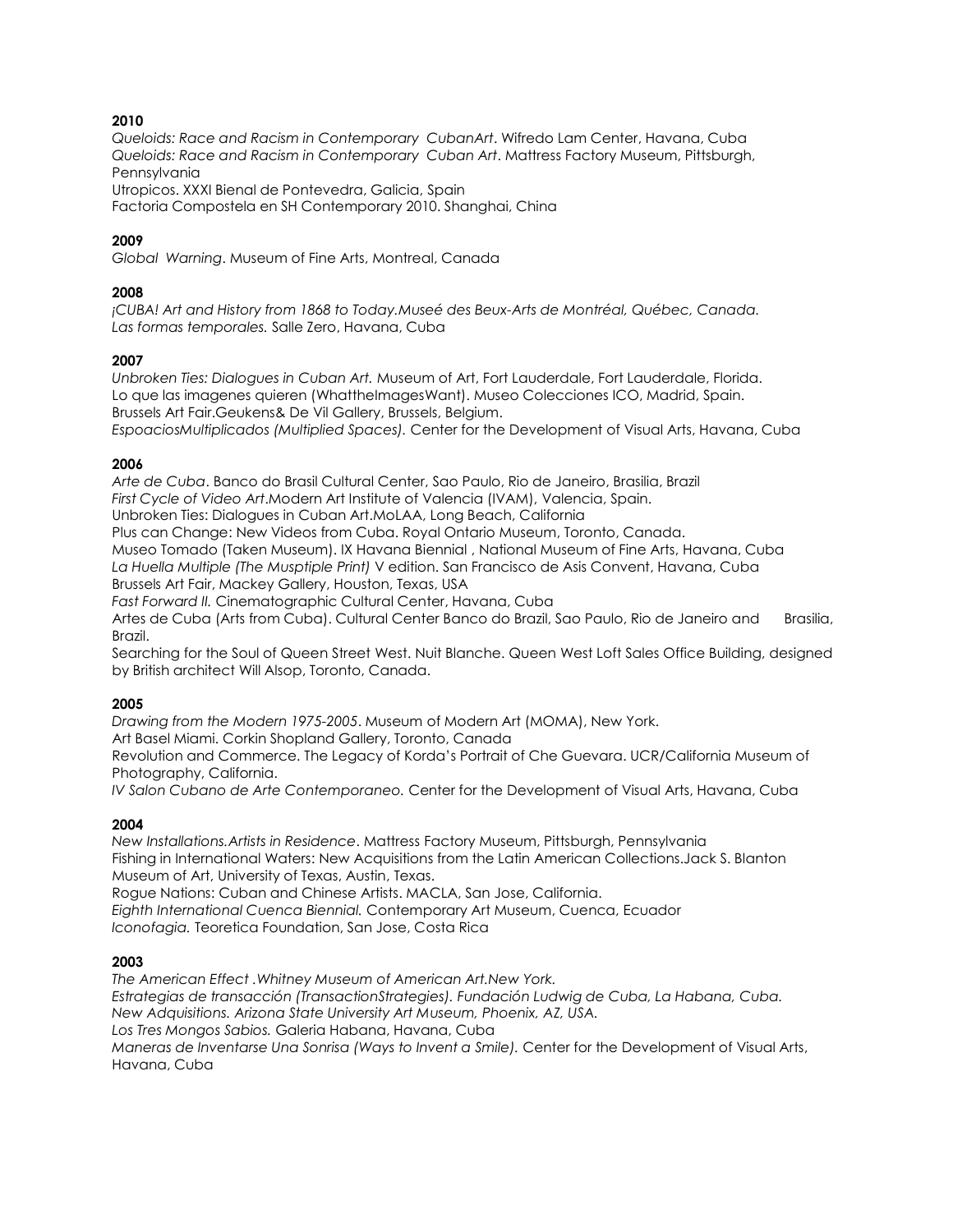**2010**

*Queloids: Race and Racism in Contemporary CubanArt*. Wifredo Lam Center, Havana, Cuba
*Queloids: Race and Racism in Contemporary Cuban Art*. Mattress Factory Museum, Pittsburgh, Pennsylvania
Utropicos. XXXI Bienal de Pontevedra, Galicia, Spain
Factoria Compostela en SH Contemporary 2010. Shanghai, China

**2009**

*Global Warning*. Museum of Fine Arts, Montreal, Canada

**2008**

*¡CUBA! Art and History from 1868 to Today.Museé des Beux-Arts de Montréal, Québec, Canada.*
*Las formas temporales.* Salle Zero, Havana, Cuba

**2007**

*Unbroken Ties: Dialogues in Cuban Art.* Museum of Art, Fort Lauderdale, Fort Lauderdale, Florida.
Lo que las imagenes quieren (WhattheImagesWant). Museo Colecciones ICO, Madrid, Spain.
Brussels Art Fair.Geukens& De Vil Gallery, Brussels, Belgium.
*EspoaciosMultiplicados (Multiplied Spaces).* Center for the Development of Visual Arts, Havana, Cuba

**2006**

*Arte de Cuba*. Banco do Brasil Cultural Center, Sao Paulo, Rio de Janeiro, Brasilia, Brazil
*First Cycle of Video Art*.Modern Art Institute of Valencia (IVAM), Valencia, Spain.
Unbroken Ties: Dialogues in Cuban Art.MoLAA, Long Beach, California
Plus can Change: New Videos from Cuba. Royal Ontario Museum, Toronto, Canada.
Museo Tomado (Taken Museum). IX Havana Biennial , National Museum of Fine Arts, Havana, Cuba
*La Huella Multiple (The Muspiple Print)* V edition. San Francisco de Asis Convent, Havana, Cuba
Brussels Art Fair, Mackey Gallery, Houston, Texas, USA
*Fast Forward II.* Cinematographic Cultural Center, Havana, Cuba
Artes de Cuba (Arts from Cuba). Cultural Center Banco do Brazil, Sao Paulo, Rio de Janeiro and Brasilia, Brazil.
Searching for the Soul of Queen Street West. Nuit Blanche. Queen West Loft Sales Office Building, designed by British architect Will Alsop, Toronto, Canada.

**2005**

*Drawing from the Modern 1975-2005*. Museum of Modern Art (MOMA), New York.
Art Basel Miami. Corkin Shopland Gallery, Toronto, Canada
Revolution and Commerce. The Legacy of Korda's Portrait of Che Guevara. UCR/California Museum of Photography, California.
*IV Salon Cubano de Arte Contemporaneo.* Center for the Development of Visual Arts, Havana, Cuba

**2004**

*New Installations.Artists in Residence*. Mattress Factory Museum, Pittsburgh, Pennsylvania
Fishing in International Waters: New Acquisitions from the Latin American Collections.Jack S. Blanton Museum of Art, University of Texas, Austin, Texas.
Rogue Nations: Cuban and Chinese Artists. MACLA, San Jose, California.
*Eighth International Cuenca Biennial.* Contemporary Art Museum, Cuenca, Ecuador
*Iconofagia.* Teoretica Foundation, San Jose, Costa Rica

**2003**

*The American Effect .Whitney Museum of American Art.New York.*
*Estrategias de transacción (TransactionStrategies). Fundación Ludwig de Cuba, La Habana, Cuba.*
*New Adquisitions. Arizona State University Art Museum, Phoenix, AZ, USA.*
*Los Tres Mongos Sabios.* Galeria Habana, Havana, Cuba
*Maneras de Inventarse Una Sonrisa (Ways to Invent a Smile).* Center for the Development of Visual Arts, Havana, Cuba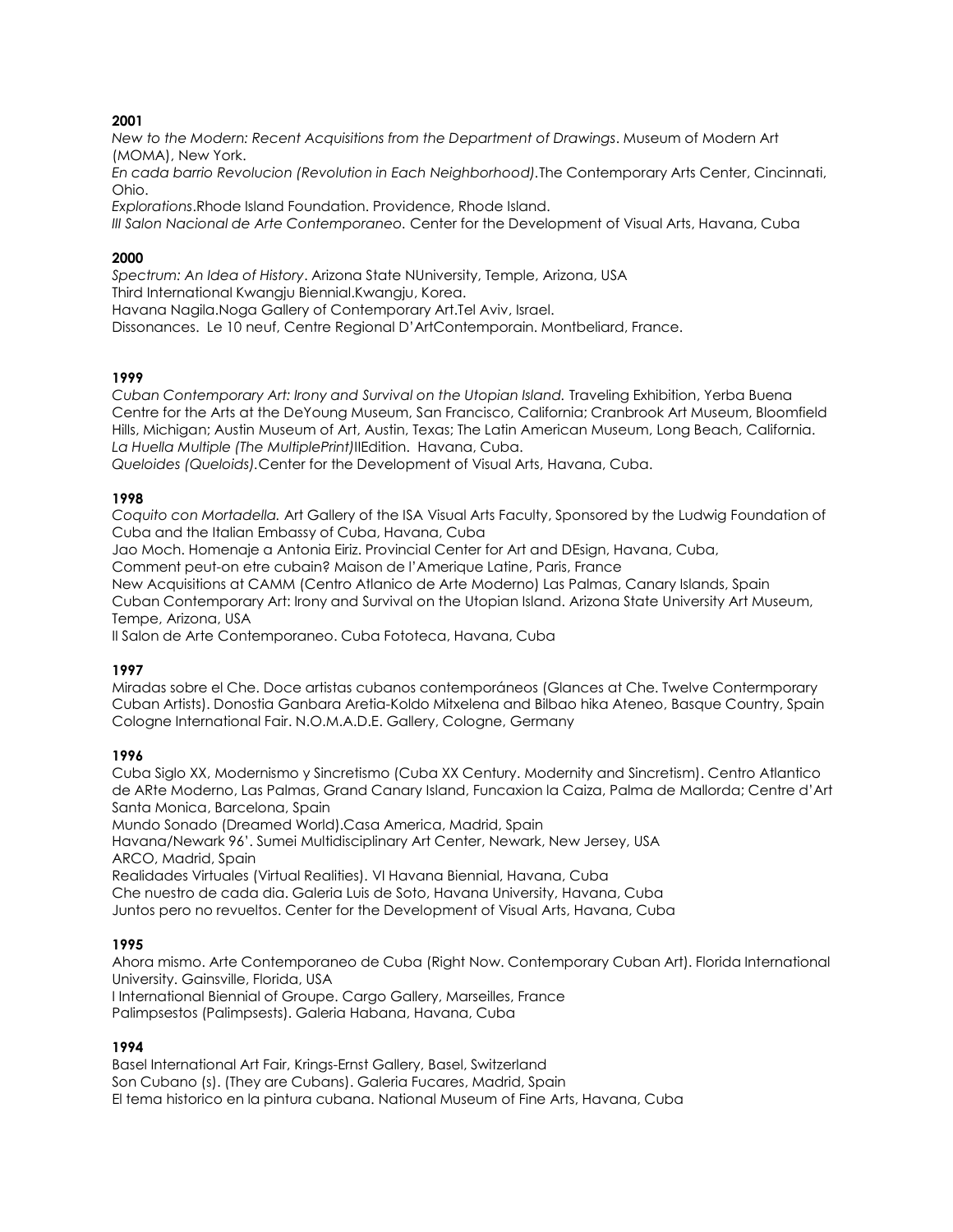**2001**

*New to the Modern: Recent Acquisitions from the Department of Drawings*. Museum of Modern Art (MOMA), New York.

*En cada barrio Revolucion (Revolution in Each Neighborhood)*.The Contemporary Arts Center, Cincinnati, Ohio.

*Explorations*.Rhode Island Foundation. Providence, Rhode Island.

*III Salon Nacional de Arte Contemporaneo.* Center for the Development of Visual Arts, Havana, Cuba

**2000**

*Spectrum: An Idea of History*. Arizona State NUniversity, Temple, Arizona, USA

Third International Kwangju Biennial.Kwangju, Korea.

Havana Nagila.Noga Gallery of Contemporary Art.Tel Aviv, Israel.

Dissonances. Le 10 neuf, Centre Regional D'ArtContemporain. Montbeliard, France.

**1999**

*Cuban Contemporary Art: Irony and Survival on the Utopian Island.* Traveling Exhibition, Yerba Buena Centre for the Arts at the DeYoung Museum, San Francisco, California; Cranbrook Art Museum, Bloomfield Hills, Michigan; Austin Museum of Art, Austin, Texas; The Latin American Museum, Long Beach, California.

*La Huella Multiple (The MultiplePrint)*IIEdition. Havana, Cuba.

*Queloides (Queloids)*.Center for the Development of Visual Arts, Havana, Cuba.

**1998**

*Coquito con Mortadella.* Art Gallery of the ISA Visual Arts Faculty, Sponsored by the Ludwig Foundation of Cuba and the Italian Embassy of Cuba, Havana, Cuba

Jao Moch. Homenaje a Antonia Eiriz. Provincial Center for Art and DEsign, Havana, Cuba,

Comment peut-on etre cubain? Maison de l'Amerique Latine, Paris, France

New Acquisitions at CAMM (Centro Atlanico de Arte Moderno) Las Palmas, Canary Islands, Spain

Cuban Contemporary Art: Irony and Survival on the Utopian Island. Arizona State University Art Museum, Tempe, Arizona, USA

II Salon de Arte Contemporaneo. Cuba Fototeca, Havana, Cuba

**1997**

Miradas sobre el Che. Doce artistas cubanos contemporáneos (Glances at Che. Twelve Contermporary Cuban Artists). Donostia Ganbara Aretia-Koldo Mitxelena and Bilbao hika Ateneo, Basque Country, Spain

Cologne International Fair. N.O.M.A.D.E. Gallery, Cologne, Germany

**1996**

Cuba Siglo XX, Modernismo y Sincretismo (Cuba XX Century. Modernity and Sincretism). Centro Atlantico de ARte Moderno, Las Palmas, Grand Canary Island, Funcaxion la Caiza, Palma de Mallorda; Centre d'Art Santa Monica, Barcelona, Spain

Mundo Sonado (Dreamed World).Casa America, Madrid, Spain

Havana/Newark 96'. Sumei Multidisciplinary Art Center, Newark, New Jersey, USA

ARCO, Madrid, Spain

Realidades Virtuales (Virtual Realities). VI Havana Biennial, Havana, Cuba

Che nuestro de cada dia. Galeria Luis de Soto, Havana University, Havana, Cuba

Juntos pero no revueltos. Center for the Development of Visual Arts, Havana, Cuba

**1995**

Ahora mismo. Arte Contemporaneo de Cuba (Right Now. Contemporary Cuban Art). Florida International University. Gainsville, Florida, USA

I International Biennial of Groupe. Cargo Gallery, Marseilles, France

Palimpsestos (Palimpsests). Galeria Habana, Havana, Cuba

**1994**

Basel International Art Fair, Krings-Ernst Gallery, Basel, Switzerland

Son Cubano (s). (They are Cubans). Galeria Fucares, Madrid, Spain

El tema historico en la pintura cubana. National Museum of Fine Arts, Havana, Cuba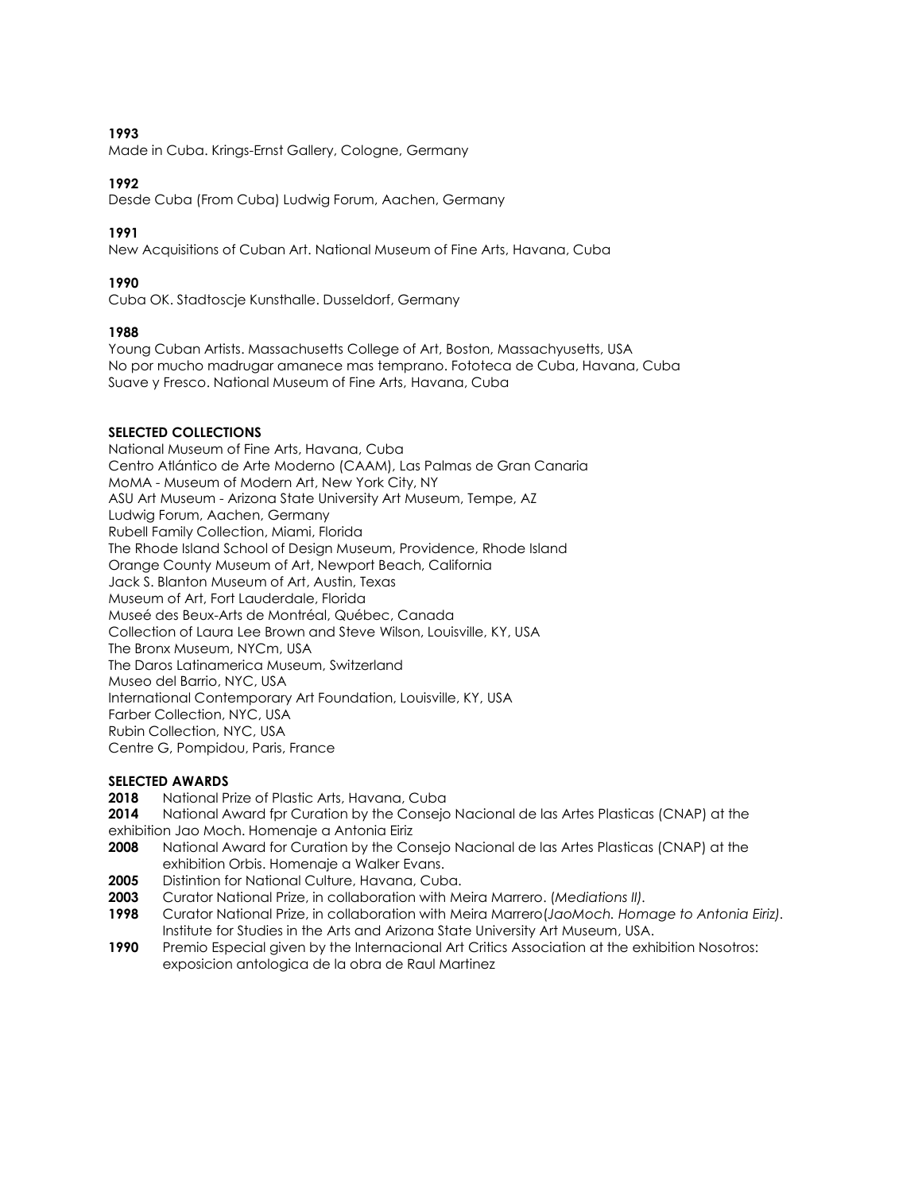**1993**
Made in Cuba. Krings-Ernst Gallery, Cologne, Germany

**1992**
Desde Cuba (From Cuba) Ludwig Forum, Aachen, Germany

**1991**
New Acquisitions of Cuban Art. National Museum of Fine Arts, Havana, Cuba

**1990**
Cuba OK. Stadtoscje Kunsthalle. Dusseldorf, Germany

**1988**
Young Cuban Artists. Massachusetts College of Art, Boston, Massachyusetts, USA
No por mucho madrugar amanece mas temprano. Fototeca de Cuba, Havana, Cuba
Suave y Fresco. National Museum of Fine Arts, Havana, Cuba

**SELECTED COLLECTIONS**
National Museum of Fine Arts, Havana, Cuba
Centro Atlántico de Arte Moderno (CAAM), Las Palmas de Gran Canaria
MoMA - Museum of Modern Art, New York City, NY
ASU Art Museum - Arizona State University Art Museum, Tempe, AZ
Ludwig Forum, Aachen, Germany
Rubell Family Collection, Miami, Florida
The Rhode Island School of Design Museum, Providence, Rhode Island
Orange County Museum of Art, Newport Beach, California
Jack S. Blanton Museum of Art, Austin, Texas
Museum of Art, Fort Lauderdale, Florida
Museé des Beux-Arts de Montréal, Québec, Canada
Collection of Laura Lee Brown and Steve Wilson, Louisville, KY, USA
The Bronx Museum, NYCm, USA
The Daros Latinamerica Museum, Switzerland
Museo del Barrio, NYC, USA
International Contemporary Art Foundation, Louisville, KY, USA
Farber Collection, NYC, USA
Rubin Collection, NYC, USA
Centre G, Pompidou, Paris, France

**SELECTED AWARDS**

**2018** National Prize of Plastic Arts, Havana, Cuba
**2014** National Award fpr Curation by the Consejo Nacional de las Artes Plasticas (CNAP) at the exhibition Jao Moch. Homenaje a Antonia Eiriz
**2008** National Award for Curation by the Consejo Nacional de las Artes Plasticas (CNAP) at the exhibition Orbis. Homenaje a Walker Evans.
**2005** Distintion for National Culture, Havana, Cuba.
**2003** Curator National Prize, in collaboration with Meira Marrero. (*Mediations II)*.
**1998** Curator National Prize, in collaboration with Meira Marrero(*JaoMoch. Homage to Antonia Eiriz)*. Institute for Studies in the Arts and Arizona State University Art Museum, USA.
**1990** Premio Especial given by the Internacional Art Critics Association at the exhibition Nosotros: exposicion antologica de la obra de Raul Martinez